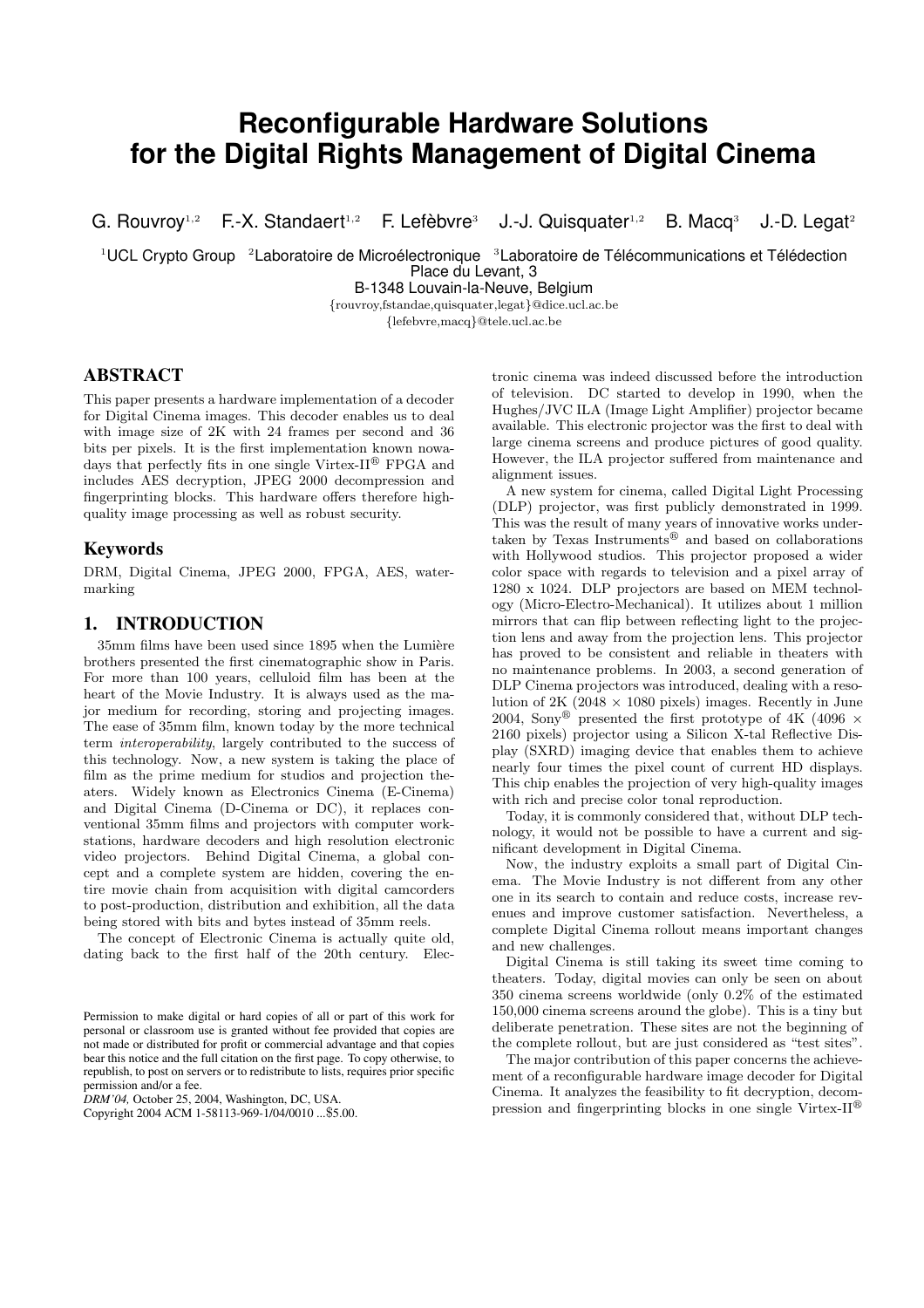# Reconfigurable Hardware Solutions for the Digital Rights Management of Digital Cinema

G. Rouvroy[1,2] F.-X. Standaert[1,2] F. Lefèbvre[3] J.-J. Quisquater[1,2] B. Macq[3] J.-D. Legat[2]

[1]UCL Crypto Group [2]Laboratoire de Microélectronique [3]Laboratoire de Télécommunications et Télédection
Place du Levant, 3
B-1348 Louvain-la-Neuve, Belgium
{rouvroy,fstandae,quisquater,legat}@dice.ucl.ac.be
{lefebvre,macq}@tele.ucl.ac.be

## ABSTRACT

This paper presents a hardware implementation of a decoder for Digital Cinema images. This decoder enables us to deal with image size of 2K with 24 frames per second and 36 bits per pixels. It is the first implementation known nowadays that perfectly fits in one single Virtex-II® FPGA and includes AES decryption, JPEG 2000 decompression and fingerprinting blocks. This hardware offers therefore high-quality image processing as well as robust security.

## Keywords

DRM, Digital Cinema, JPEG 2000, FPGA, AES, watermarking

## 1. INTRODUCTION

35mm films have been used since 1895 when the Lumière brothers presented the first cinematographic show in Paris. For more than 100 years, celluloid film has been at the heart of the Movie Industry. It is always used as the major medium for recording, storing and projecting images. The ease of 35mm film, known today by the more technical term *interoperability*, largely contributed to the success of this technology. Now, a new system is taking the place of film as the prime medium for studios and projection theaters. Widely known as Electronics Cinema (E-Cinema) and Digital Cinema (D-Cinema or DC), it replaces conventional 35mm films and projectors with computer workstations, hardware decoders and high resolution electronic video projectors. Behind Digital Cinema, a global concept and a complete system are hidden, covering the entire movie chain from acquisition with digital camcorders to post-production, distribution and exhibition, all the data being stored with bits and bytes instead of 35mm reels.

The concept of Electronic Cinema is actually quite old, dating back to the first half of the 20th century. Electronic cinema was indeed discussed before the introduction of television. DC started to develop in 1990, when the Hughes/JVC ILA (Image Light Amplifier) projector became available. This electronic projector was the first to deal with large cinema screens and produce pictures of good quality. However, the ILA projector suffered from maintenance and alignment issues.

A new system for cinema, called Digital Light Processing (DLP) projector, was first publicly demonstrated in 1999. This was the result of many years of innovative works undertaken by Texas Instruments® and based on collaborations with Hollywood studios. This projector proposed a wider color space with regards to television and a pixel array of 1280 x 1024. DLP projectors are based on MEM technology (Micro-Electro-Mechanical). It utilizes about 1 million mirrors that can flip between reflecting light to the projection lens and away from the projection lens. This projector has proved to be consistent and reliable in theaters with no maintenance problems. In 2003, a second generation of DLP Cinema projectors was introduced, dealing with a resolution of 2K (2048 × 1080 pixels) images. Recently in June 2004, Sony® presented the first prototype of 4K (4096 × 2160 pixels) projector using a Silicon X-tal Reflective Display (SXRD) imaging device that enables them to achieve nearly four times the pixel count of current HD displays. This chip enables the projection of very high-quality images with rich and precise color tonal reproduction.

Today, it is commonly considered that, without DLP technology, it would not be possible to have a current and significant development in Digital Cinema.

Now, the industry exploits a small part of Digital Cinema. The Movie Industry is not different from any other one in its search to contain and reduce costs, increase revenues and improve customer satisfaction. Nevertheless, a complete Digital Cinema rollout means important changes and new challenges.

Digital Cinema is still taking its sweet time coming to theaters. Today, digital movies can only be seen on about 350 cinema screens worldwide (only 0.2% of the estimated 150,000 cinema screens around the globe). This is a tiny but deliberate penetration. These sites are not the beginning of the complete rollout, but are just considered as "test sites".

The major contribution of this paper concerns the achievement of a reconfigurable hardware image decoder for Digital Cinema. It analyzes the feasibility to fit decryption, decompression and fingerprinting blocks in one single Virtex-II®

Permission to make digital or hard copies of all or part of this work for personal or classroom use is granted without fee provided that copies are not made or distributed for profit or commercial advantage and that copies bear this notice and the full citation on the first page. To copy otherwise, to republish, to post on servers or to redistribute to lists, requires prior specific permission and/or a fee.
*DRM'04,* October 25, 2004, Washington, DC, USA.
Copyright 2004 ACM 1-58113-969-1/04/0010 ...$5.00.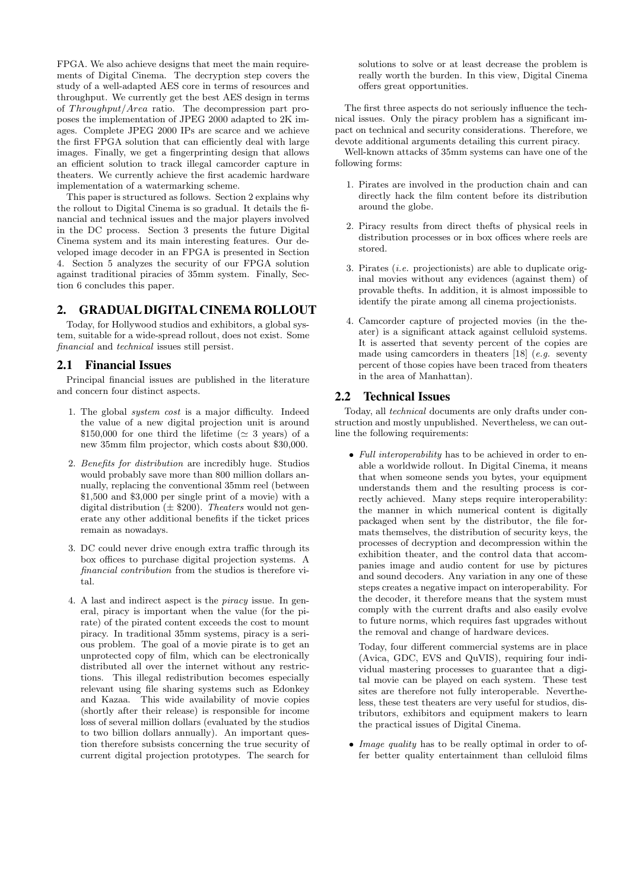FPGA. We also achieve designs that meet the main requirements of Digital Cinema. The decryption step covers the study of a well-adapted AES core in terms of resources and throughput. We currently get the best AES design in terms of *Throughput/Area* ratio. The decompression part proposes the implementation of JPEG 2000 adapted to 2K images. Complete JPEG 2000 IPs are scarce and we achieve the first FPGA solution that can efficiently deal with large images. Finally, we get a fingerprinting design that allows an efficient solution to track illegal camcorder capture in theaters. We currently achieve the first academic hardware implementation of a watermarking scheme.

This paper is structured as follows. Section 2 explains why the rollout to Digital Cinema is so gradual. It details the financial and technical issues and the major players involved in the DC process. Section 3 presents the future Digital Cinema system and its main interesting features. Our developed image decoder in an FPGA is presented in Section 4. Section 5 analyzes the security of our FPGA solution against traditional piracies of 35mm system. Finally, Section 6 concludes this paper.

## 2. GRADUAL DIGITAL CINEMA ROLLOUT

Today, for Hollywood studios and exhibitors, a global system, suitable for a wide-spread rollout, does not exist. Some *financial* and *technical* issues still persist.

### 2.1 Financial Issues

Principal financial issues are published in the literature and concern four distinct aspects.

1. The global *system cost* is a major difficulty. Indeed the value of a new digital projection unit is around \$150,000 for one third the lifetime ($\simeq$ 3 years) of a new 35mm film projector, which costs about \$30,000.
2. *Benefits for distribution* are incredibly huge. Studios would probably save more than 800 million dollars annually, replacing the conventional 35mm reel (between \$1,500 and \$3,000 per single print of a movie) with a digital distribution ($\pm$ \$200). *Theaters* would not generate any other additional benefits if the ticket prices remain as nowadays.
3. DC could never drive enough extra traffic through its box offices to purchase digital projection systems. A *financial contribution* from the studios is therefore vital.
4. A last and indirect aspect is the *piracy* issue. In general, piracy is important when the value (for the pirate) of the pirated content exceeds the cost to mount piracy. In traditional 35mm systems, piracy is a serious problem. The goal of a movie pirate is to get an unprotected copy of film, which can be electronically distributed all over the internet without any restrictions. This illegal redistribution becomes especially relevant using file sharing systems such as Edonkey and Kazaa. This wide availability of movie copies (shortly after their release) is responsible for income loss of several million dollars (evaluated by the studios to two billion dollars annually). An important question therefore subsists concerning the true security of current digital projection prototypes. The search for solutions to solve or at least decrease the problem is really worth the burden. In this view, Digital Cinema offers great opportunities.

The first three aspects do not seriously influence the technical issues. Only the piracy problem has a significant impact on technical and security considerations. Therefore, we devote additional arguments detailing this current piracy.

Well-known attacks of 35mm systems can have one of the following forms:

1. Pirates are involved in the production chain and can directly hack the film content before its distribution around the globe.
2. Piracy results from direct thefts of physical reels in distribution processes or in box offices where reels are stored.
3. Pirates (*i.e.* projectionists) are able to duplicate original movies without any evidences (against them) of provable thefts. In addition, it is almost impossible to identify the pirate among all cinema projectionists.
4. Camcorder capture of projected movies (in the theater) is a significant attack against celluloid systems. It is asserted that seventy percent of the copies are made using camcorders in theaters [18] (*e.g.* seventy percent of those copies have been traced from theaters in the area of Manhattan).

### 2.2 Technical Issues

Today, all *technical* documents are only drafts under construction and mostly unpublished. Nevertheless, we can outline the following requirements:

- *Full interoperability* has to be achieved in order to enable a worldwide rollout. In Digital Cinema, it means that when someone sends you bytes, your equipment understands them and the resulting process is correctly achieved. Many steps require interoperability: the manner in which numerical content is digitally packaged when sent by the distributor, the file formats themselves, the distribution of security keys, the processes of decryption and decompression within the exhibition theater, and the control data that accompanies image and audio content for use by pictures and sound decoders. Any variation in any one of these steps creates a negative impact on interoperability. For the decoder, it therefore means that the system must comply with the current drafts and also easily evolve to future norms, which requires fast upgrades without the removal and change of hardware devices.

  Today, four different commercial systems are in place (Avica, GDC, EVS and QuVIS), requiring four individual mastering processes to guarantee that a digital movie can be played on each system. These test sites are therefore not fully interoperable. Nevertheless, these test theaters are very useful for studios, distributors, exhibitors and equipment makers to learn the practical issues of Digital Cinema.

- *Image quality* has to be really optimal in order to offer better quality entertainment than celluloid films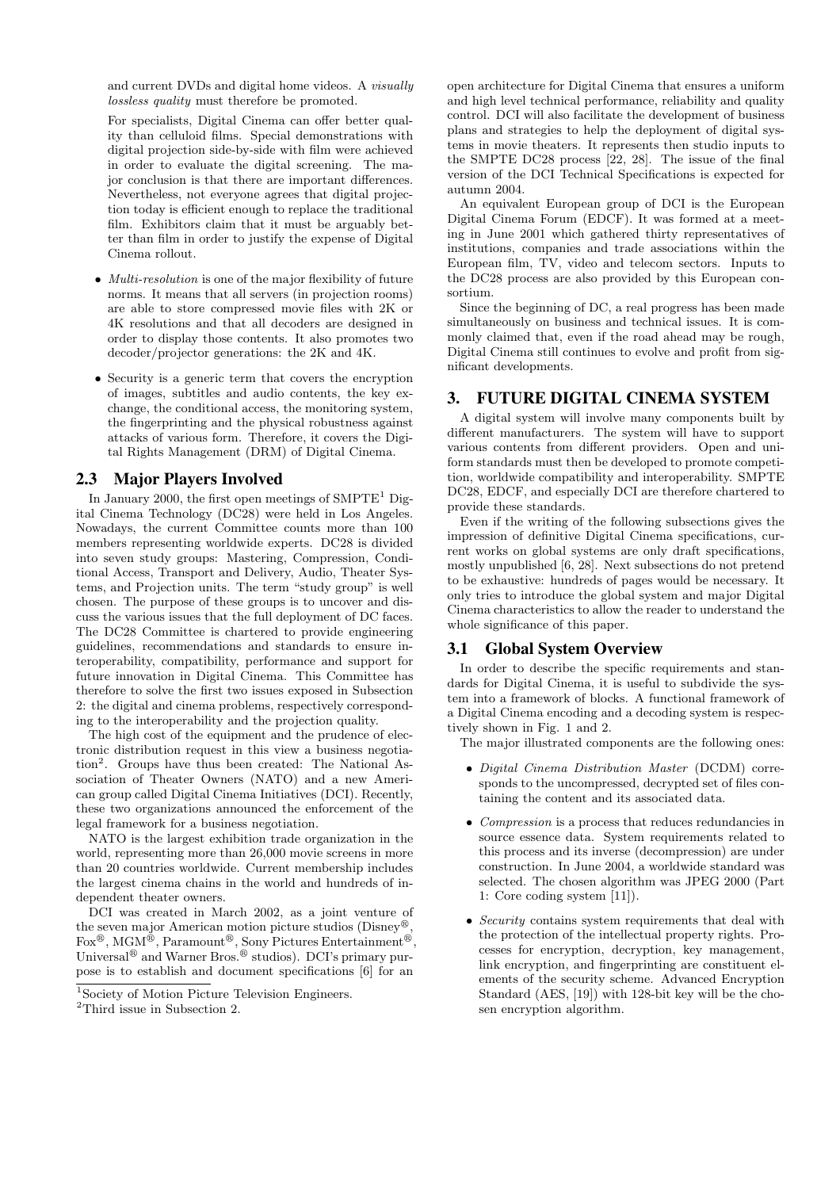and current DVDs and digital home videos. A *visually lossless quality* must therefore be promoted.

For specialists, Digital Cinema can offer better quality than celluloid films. Special demonstrations with digital projection side-by-side with film were achieved in order to evaluate the digital screening. The major conclusion is that there are important differences. Nevertheless, not everyone agrees that digital projection today is efficient enough to replace the traditional film. Exhibitors claim that it must be arguably better than film in order to justify the expense of Digital Cinema rollout.

- *Multi-resolution* is one of the major flexibility of future norms. It means that all servers (in projection rooms) are able to store compressed movie files with 2K or 4K resolutions and that all decoders are designed in order to display those contents. It also promotes two decoder/projector generations: the 2K and 4K.
- Security is a generic term that covers the encryption of images, subtitles and audio contents, the key exchange, the conditional access, the monitoring system, the fingerprinting and the physical robustness against attacks of various form. Therefore, it covers the Digital Rights Management (DRM) of Digital Cinema.

## 2.3 Major Players Involved

In January 2000, the first open meetings of SMPTE[1] Digital Cinema Technology (DC28) were held in Los Angeles. Nowadays, the current Committee counts more than 100 members representing worldwide experts. DC28 is divided into seven study groups: Mastering, Compression, Conditional Access, Transport and Delivery, Audio, Theater Systems, and Projection units. The term "study group" is well chosen. The purpose of these groups is to uncover and discuss the various issues that the full deployment of DC faces. The DC28 Committee is chartered to provide engineering guidelines, recommendations and standards to ensure interoperability, compatibility, performance and support for future innovation in Digital Cinema. This Committee has therefore to solve the first two issues exposed in Subsection 2: the digital and cinema problems, respectively corresponding to the interoperability and the projection quality.

The high cost of the equipment and the prudence of electronic distribution request in this view a business negotiation[2]. Groups have thus been created: The National Association of Theater Owners (NATO) and a new American group called Digital Cinema Initiatives (DCI). Recently, these two organizations announced the enforcement of the legal framework for a business negotiation.

NATO is the largest exhibition trade organization in the world, representing more than 26,000 movie screens in more than 20 countries worldwide. Current membership includes the largest cinema chains in the world and hundreds of independent theater owners.

DCI was created in March 2002, as a joint venture of the seven major American motion picture studios (Disney®, Fox®, MGM®, Paramount®, Sony Pictures Entertainment®, Universal® and Warner Bros.® studios). DCI's primary purpose is to establish and document specifications [6] for an open architecture for Digital Cinema that ensures a uniform and high level technical performance, reliability and quality control. DCI will also facilitate the development of business plans and strategies to help the deployment of digital systems in movie theaters. It represents then studio inputs to the SMPTE DC28 process [22, 28]. The issue of the final version of the DCI Technical Specifications is expected for autumn 2004.

An equivalent European group of DCI is the European Digital Cinema Forum (EDCF). It was formed at a meeting in June 2001 which gathered thirty representatives of institutions, companies and trade associations within the European film, TV, video and telecom sectors. Inputs to the DC28 process are also provided by this European consortium.

Since the beginning of DC, a real progress has been made simultaneously on business and technical issues. It is commonly claimed that, even if the road ahead may be rough, Digital Cinema still continues to evolve and profit from significant developments.

[1] Society of Motion Picture Television Engineers.

[2] Third issue in Subsection 2.

# 3. FUTURE DIGITAL CINEMA SYSTEM

A digital system will involve many components built by different manufacturers. The system will have to support various contents from different providers. Open and uniform standards must then be developed to promote competition, worldwide compatibility and interoperability. SMPTE DC28, EDCF, and especially DCI are therefore chartered to provide these standards.

Even if the writing of the following subsections gives the impression of definitive Digital Cinema specifications, current works on global systems are only draft specifications, mostly unpublished [6, 28]. Next subsections do not pretend to be exhaustive: hundreds of pages would be necessary. It only tries to introduce the global system and major Digital Cinema characteristics to allow the reader to understand the whole significance of this paper.

## 3.1 Global System Overview

In order to describe the specific requirements and standards for Digital Cinema, it is useful to subdivide the system into a framework of blocks. A functional framework of a Digital Cinema encoding and a decoding system is respectively shown in Fig. 1 and 2.

The major illustrated components are the following ones:

- *Digital Cinema Distribution Master* (DCDM) corresponds to the uncompressed, decrypted set of files containing the content and its associated data.
- *Compression* is a process that reduces redundancies in source essence data. System requirements related to this process and its inverse (decompression) are under construction. In June 2004, a worldwide standard was selected. The chosen algorithm was JPEG 2000 (Part 1: Core coding system [11]).
- *Security* contains system requirements that deal with the protection of the intellectual property rights. Processes for encryption, decryption, key management, link encryption, and fingerprinting are constituent elements of the security scheme. Advanced Encryption Standard (AES, [19]) with 128-bit key will be the chosen encryption algorithm.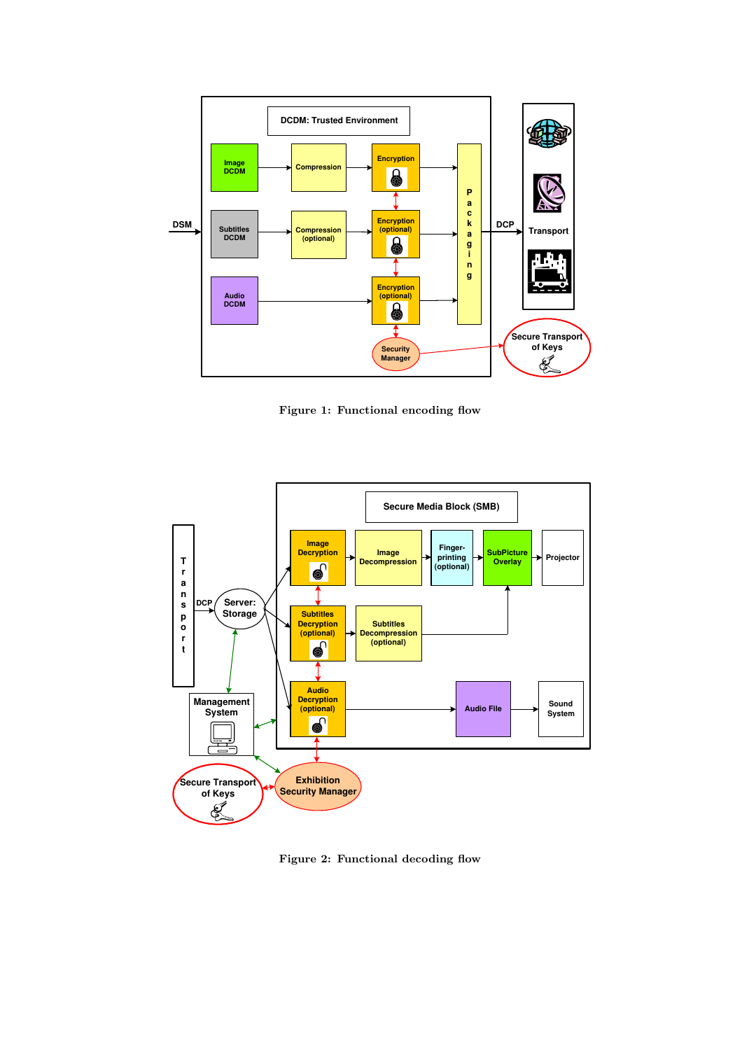Figure 1: Functional encoding flow

Figure 2: Functional decoding flow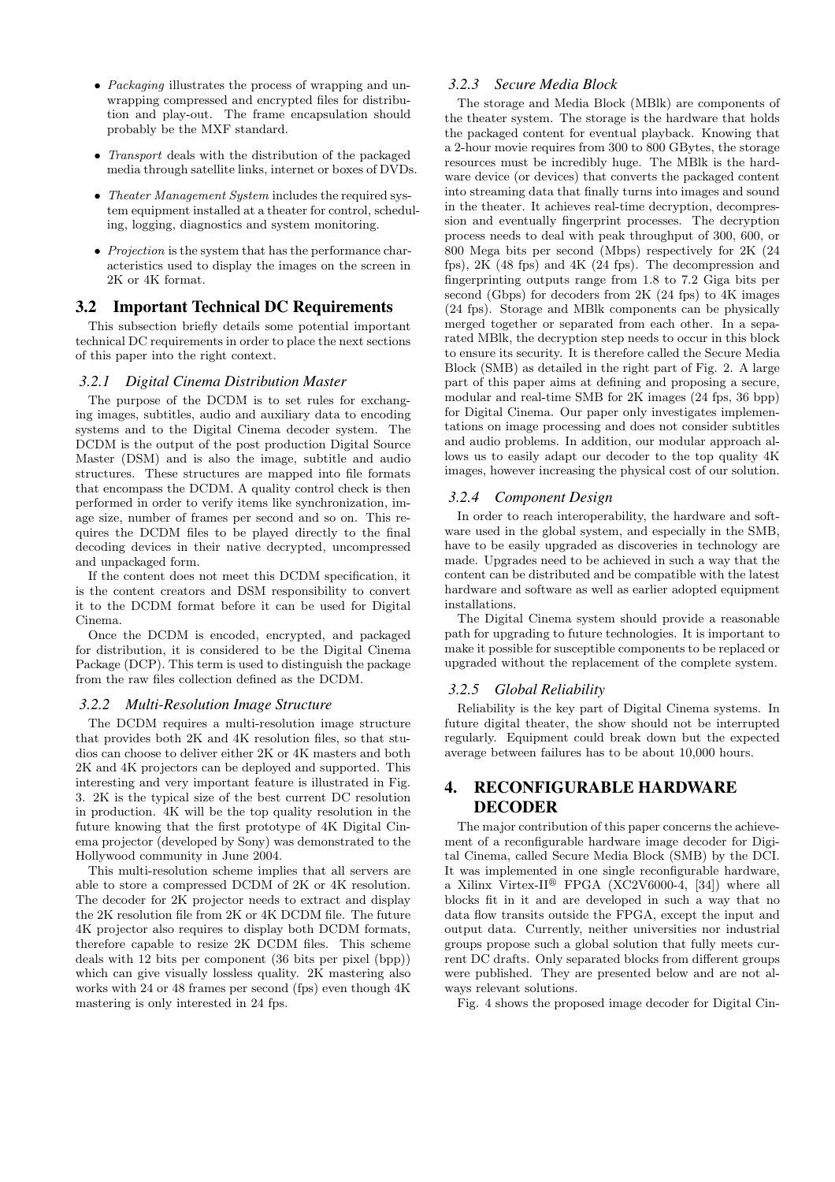- *Packaging* illustrates the process of wrapping and unwrapping compressed and encrypted files for distribution and play-out. The frame encapsulation should probably be the MXF standard.

- *Transport* deals with the distribution of the packaged media through satellite links, internet or boxes of DVDs.

- *Theater Management System* includes the required system equipment installed at a theater for control, scheduling, logging, diagnostics and system monitoring.

- *Projection* is the system that has the performance characteristics used to display the images on the screen in 2K or 4K format.

## 3.2 Important Technical DC Requirements

This subsection briefly details some potential important technical DC requirements in order to place the next sections of this paper into the right context.

### 3.2.1 Digital Cinema Distribution Master

The purpose of the DCDM is to set rules for exchanging images, subtitles, audio and auxiliary data to encoding systems and to the Digital Cinema decoder system. The DCDM is the output of the post production Digital Source Master (DSM) and is also the image, subtitle and audio structures. These structures are mapped into file formats that encompass the DCDM. A quality control check is then performed in order to verify items like synchronization, image size, number of frames per second and so on. This requires the DCDM files to be played directly to the final decoding devices in their native decrypted, uncompressed and unpackaged form.

If the content does not meet this DCDM specification, it is the content creators and DSM responsibility to convert it to the DCDM format before it can be used for Digital Cinema.

Once the DCDM is encoded, encrypted, and packaged for distribution, it is considered to be the Digital Cinema Package (DCP). This term is used to distinguish the package from the raw files collection defined as the DCDM.

### 3.2.2 Multi-Resolution Image Structure

The DCDM requires a multi-resolution image structure that provides both 2K and 4K resolution files, so that studios can choose to deliver either 2K or 4K masters and both 2K and 4K projectors can be deployed and supported. This interesting and very important feature is illustrated in Fig. 3. 2K is the typical size of the best current DC resolution in production. 4K will be the top quality resolution in the future knowing that the first prototype of 4K Digital Cinema projector (developed by Sony) was demonstrated to the Hollywood community in June 2004.

This multi-resolution scheme implies that all servers are able to store a compressed DCDM of 2K or 4K resolution. The decoder for 2K projector needs to extract and display the 2K resolution file from 2K or 4K DCDM file. The future 4K projector also requires to display both DCDM formats, therefore capable to resize 2K DCDM files. This scheme deals with 12 bits per component (36 bits per pixel (bpp)) which can give visually lossless quality. 2K mastering also works with 24 or 48 frames per second (fps) even though 4K mastering is only interested in 24 fps.

### 3.2.3 Secure Media Block

The storage and Media Block (MBlk) are components of the theater system. The storage is the hardware that holds the packaged content for eventual playback. Knowing that a 2-hour movie requires from 300 to 800 GBytes, the storage resources must be incredibly huge. The MBlk is the hardware device (or devices) that converts the packaged content into streaming data that finally turns into images and sound in the theater. It achieves real-time decryption, decompression and eventually fingerprint processes. The decryption process needs to deal with peak throughput of 300, 600, or 800 Mega bits per second (Mbps) respectively for 2K (24 fps), 2K (48 fps) and 4K (24 fps). The decompression and fingerprinting outputs range from 1.8 to 7.2 Giga bits per second (Gbps) for decoders from 2K (24 fps) to 4K images (24 fps). Storage and MBlk components can be physically merged together or separated from each other. In a separated MBlk, the decryption step needs to occur in this block to ensure its security. It is therefore called the Secure Media Block (SMB) as detailed in the right part of Fig. 2. A large part of this paper aims at defining and proposing a secure, modular and real-time SMB for 2K images (24 fps, 36 bpp) for Digital Cinema. Our paper only investigates implementations on image processing and does not consider subtitles and audio problems. In addition, our modular approach allows us to easily adapt our decoder to the top quality 4K images, however increasing the physical cost of our solution.

### 3.2.4 Component Design

In order to reach interoperability, the hardware and software used in the global system, and especially in the SMB, have to be easily upgraded as discoveries in technology are made. Upgrades need to be achieved in such a way that the content can be distributed and be compatible with the latest hardware and software as well as earlier adopted equipment installations.

The Digital Cinema system should provide a reasonable path for upgrading to future technologies. It is important to make it possible for susceptible components to be replaced or upgraded without the replacement of the complete system.

### 3.2.5 Global Reliability

Reliability is the key part of Digital Cinema systems. In future digital theater, the show should not be interrupted regularly. Equipment could break down but the expected average between failures has to be about 10,000 hours.

# 4. RECONFIGURABLE HARDWARE DECODER

The major contribution of this paper concerns the achievement of a reconfigurable hardware image decoder for Digital Cinema, called Secure Media Block (SMB) by the DCI. It was implemented in one single reconfigurable hardware, a Xilinx Virtex-II® FPGA (XC2V6000-4, [34]) where all blocks fit in it and are developed in such a way that no data flow transits outside the FPGA, except the input and output data. Currently, neither universities nor industrial groups propose such a global solution that fully meets current DC drafts. Only separated blocks from different groups were published. They are presented below and are not always relevant solutions.

Fig. 4 shows the proposed image decoder for Digital Cin-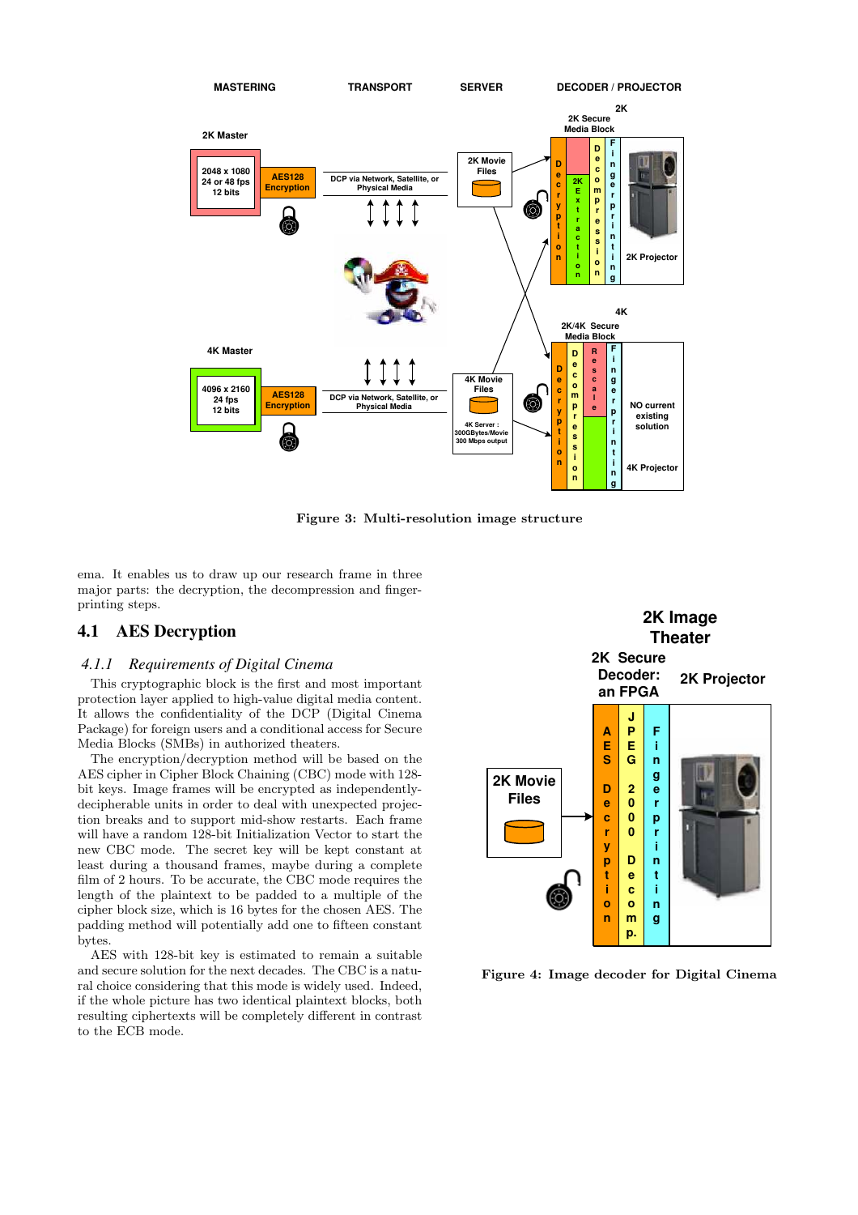Figure 3: Multi-resolution image structure

ema. It enables us to draw up our research frame in three major parts: the decryption, the decompression and fingerprinting steps.

## 4.1 AES Decryption

### 4.1.1 *Requirements of Digital Cinema*

This cryptographic block is the first and most important protection layer applied to high-value digital media content. It allows the confidentiality of the DCP (Digital Cinema Package) for foreign users and a conditional access for Secure Media Blocks (SMBs) in authorized theaters.

The encryption/decryption method will be based on the AES cipher in Cipher Block Chaining (CBC) mode with 128-bit keys. Image frames will be encrypted as independently-decipherable units in order to deal with unexpected projection breaks and to support mid-show restarts. Each frame will have a random 128-bit Initialization Vector to start the new CBC mode. The secret key will be kept constant at least during a thousand frames, maybe during a complete film of 2 hours. To be accurate, the CBC mode requires the length of the plaintext to be padded to a multiple of the cipher block size, which is 16 bytes for the chosen AES. The padding method will potentially add one to fifteen constant bytes.

AES with 128-bit key is estimated to remain a suitable and secure solution for the next decades. The CBC is a natural choice considering that this mode is widely used. Indeed, if the whole picture has two identical plaintext blocks, both resulting ciphertexts will be completely different in contrast to the ECB mode.

Figure 4: Image decoder for Digital Cinema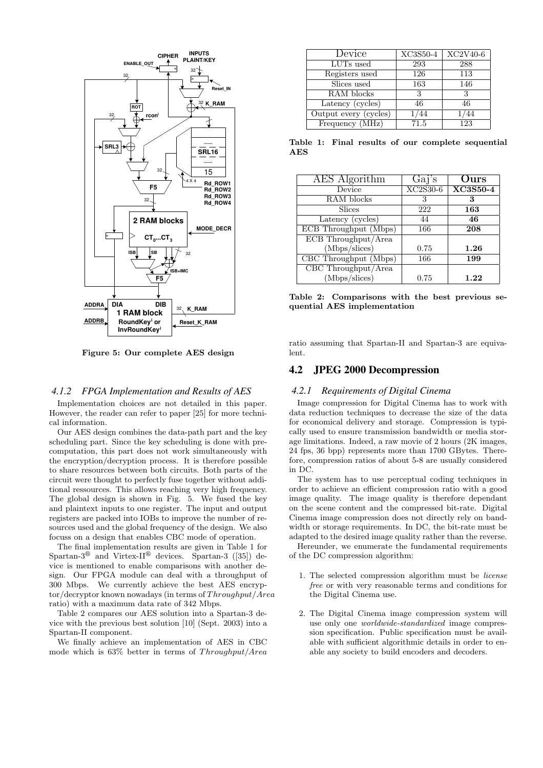Figure 5: Our complete AES design

### 4.1.2 FPGA Implementation and Results of AES

Implementation choices are not detailed in this paper. However, the reader can refer to paper [25] for more technical information.

Our AES design combines the data-path part and the key scheduling part. Since the key scheduling is done with precomputation, this part does not work simultaneously with the encryption/decryption process. It is therefore possible to share resources between both circuits. Both parts of the circuit were thought to perfectly fuse together without additional ressources. This allows reaching very high frequency. The global design is shown in Fig. 5. We fused the key and plaintext inputs to one register. The input and output registers are packed into IOBs to improve the number of resources used and the global frequency of the design. We also focuss on a design that enables CBC mode of operation.

The final implementation results are given in Table 1 for Spartan-3® and Virtex-II® devices. Spartan-3 ([35]) device is mentioned to enable comparisons with another design. Our FPGA module can deal with a throughput of 300 Mbps. We currently achieve the best AES encryptor/decryptor known nowadays (in terms of $Throughput/Area$ ratio) with a maximum data rate of 342 Mbps.

Table 2 compares our AES solution into a Spartan-3 device with the previous best solution [10] (Sept. 2003) into a Spartan-II component.

We finally achieve an implementation of AES in CBC mode which is 63% better in terms of $Throughput/Area$ ratio assuming that Spartan-II and Spartan-3 are equivalent.

| Device | XC3S50-4 | XC2V40-6 |
|---|---|---|
| LUTs used | 293 | 288 |
| Registers used | 126 | 113 |
| Slices used | 163 | 146 |
| RAM blocks | 3 | 3 |
| Latency (cycles) | 46 | 46 |
| Output every (cycles) | 1/44 | 1/44 |
| Frequency (MHz) | 71.5 | 123 |

**Table 1: Final results of our complete sequential AES**

| AES Algorithm | Gaj's | **Ours** |
|---|---|---|
| Device | XC2S30-6 | **XC3S50-4** |
| RAM blocks | 3 | **3** |
| Slices | 222 | **163** |
| Latency (cycles) | 44 | **46** |
| ECB Throughput (Mbps) | 166 | **208** |
| ECB Throughput/Area (Mbps/slices) | 0.75 | **1.26** |
| CBC Throughput (Mbps) | 166 | **199** |
| CBC Throughput/Area (Mbps/slices) | 0.75 | **1.22** |

**Table 2: Comparisons with the best previous sequential AES implementation**

## 4.2 JPEG 2000 Decompression

### 4.2.1 Requirements of Digital Cinema

Image compression for Digital Cinema has to work with data reduction techniques to decrease the size of the data for economical delivery and storage. Compression is typically used to ensure transmission bandwidth or media storage limitations. Indeed, a raw movie of 2 hours (2K images, 24 fps, 36 bpp) represents more than 1700 GBytes. Therefore, compression ratios of about 5-8 are usually considered in DC.

The system has to use perceptual coding techniques in order to achieve an efficient compression ratio with a good image quality. The image quality is therefore dependant on the scene content and the compressed bit-rate. Digital Cinema image compression does not directly rely on bandwidth or storage requirements. In DC, the bit-rate must be adapted to the desired image quality rather than the reverse.

Hereunder, we enumerate the fundamental requirements of the DC compression algorithm:

1. The selected compression algorithm must be *license free* or with very reasonable terms and conditions for the Digital Cinema use.

2. The Digital Cinema image compression system will use only one *worldwide-standardized* image compression specification. Public specification must be available with sufficient algorithmic details in order to enable any society to build encoders and decoders.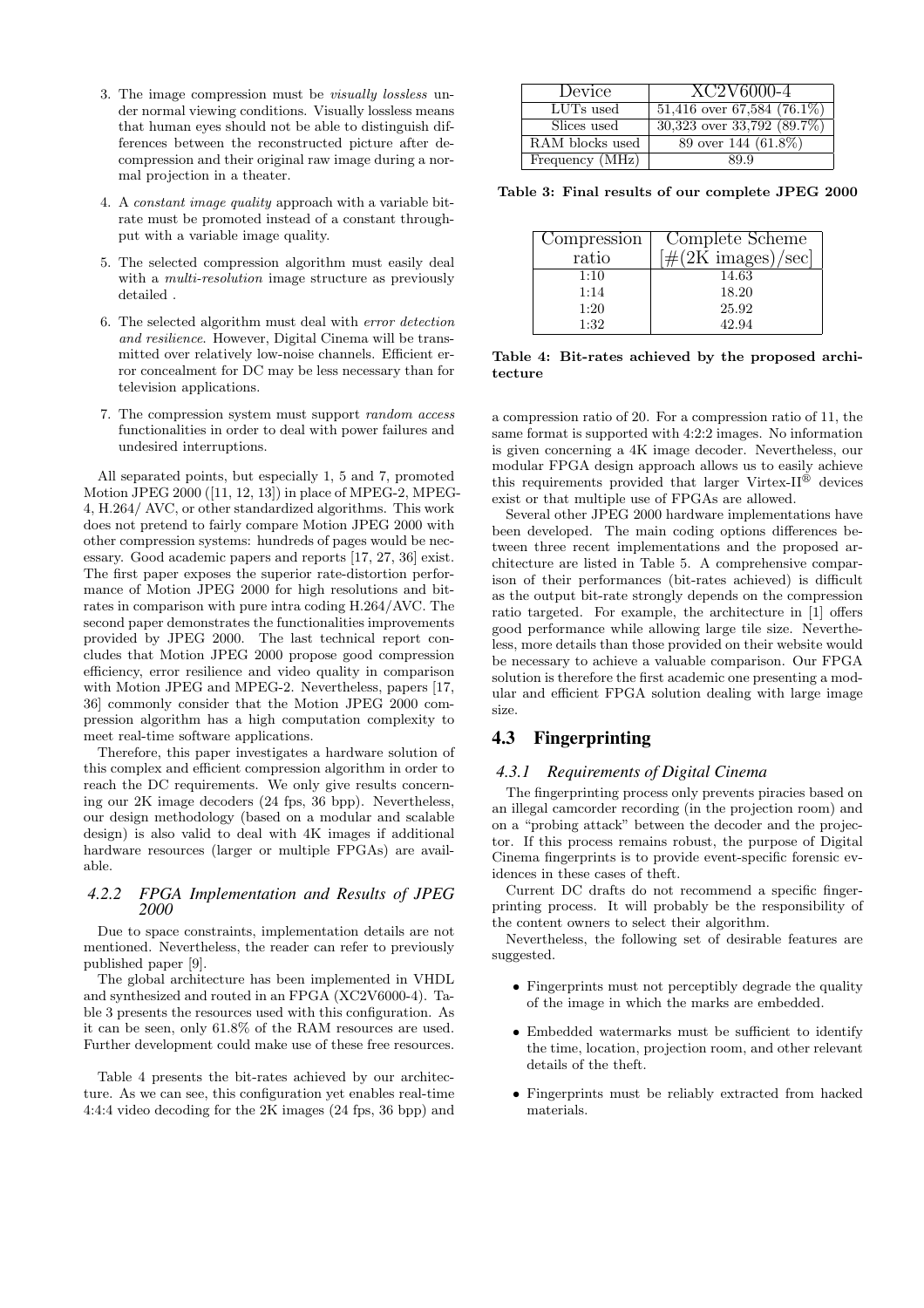3. The image compression must be *visually lossless* under normal viewing conditions. Visually lossless means that human eyes should not be able to distinguish differences between the reconstructed picture after decompression and their original raw image during a normal projection in a theater.

4. A *constant image quality* approach with a variable bitrate must be promoted instead of a constant throughput with a variable image quality.

5. The selected compression algorithm must easily deal with a *multi-resolution* image structure as previously detailed .

6. The selected algorithm must deal with *error detection and resilience*. However, Digital Cinema will be transmitted over relatively low-noise channels. Efficient error concealment for DC may be less necessary than for television applications.

7. The compression system must support *random access* functionalities in order to deal with power failures and undesired interruptions.

All separated points, but especially 1, 5 and 7, promoted Motion JPEG 2000 ([11, 12, 13]) in place of MPEG-2, MPEG-4, H.264/ AVC, or other standardized algorithms. This work does not pretend to fairly compare Motion JPEG 2000 with other compression systems: hundreds of pages would be necessary. Good academic papers and reports [17, 27, 36] exist. The first paper exposes the superior rate-distortion performance of Motion JPEG 2000 for high resolutions and bitrates in comparison with pure intra coding H.264/AVC. The second paper demonstrates the functionalities improvements provided by JPEG 2000. The last technical report concludes that Motion JPEG 2000 propose good compression efficiency, error resilience and video quality in comparison with Motion JPEG and MPEG-2. Nevertheless, papers [17, 36] commonly consider that the Motion JPEG 2000 compression algorithm has a high computation complexity to meet real-time software applications.

Therefore, this paper investigates a hardware solution of this complex and efficient compression algorithm in order to reach the DC requirements. We only give results concerning our 2K image decoders (24 fps, 36 bpp). Nevertheless, our design methodology (based on a modular and scalable design) is also valid to deal with 4K images if additional hardware resources (larger or multiple FPGAs) are available.

#### 4.2.2 FPGA Implementation and Results of JPEG 2000

Due to space constraints, implementation details are not mentioned. Nevertheless, the reader can refer to previously published paper [9].

The global architecture has been implemented in VHDL and synthesized and routed in an FPGA (XC2V6000-4). Table 3 presents the resources used with this configuration. As it can be seen, only 61.8% of the RAM resources are used. Further development could make use of these free resources.

Table 4 presents the bit-rates achieved by our architecture. As we can see, this configuration yet enables real-time 4:4:4 video decoding for the 2K images (24 fps, 36 bpp) and a compression ratio of 20. For a compression ratio of 11, the same format is supported with 4:2:2 images. No information is given concerning a 4K image decoder. Nevertheless, our modular FPGA design approach allows us to easily achieve this requirements provided that larger Virtex-II® devices exist or that multiple use of FPGAs are allowed.

| Device | XC2V6000-4 |
|---|---|
| LUTs used | 51,416 over 67,584 (76.1%) |
| Slices used | 30,323 over 33,792 (89.7%) |
| RAM blocks used | 89 over 144 (61.8%) |
| Frequency (MHz) | 89.9 |

**Table 3: Final results of our complete JPEG 2000**

| Compression ratio | Complete Scheme [#(2K images)/sec] |
|---|---|
| 1:10 | 14.63 |
| 1:14 | 18.20 |
| 1:20 | 25.92 |
| 1:32 | 42.94 |

**Table 4: Bit-rates achieved by the proposed architecture**

Several other JPEG 2000 hardware implementations have been developed. The main coding options differences between three recent implementations and the proposed architecture are listed in Table 5. A comprehensive comparison of their performances (bit-rates achieved) is difficult as the output bit-rate strongly depends on the compression ratio targeted. For example, the architecture in [1] offers good performance while allowing large tile size. Nevertheless, more details than those provided on their website would be necessary to achieve a valuable comparison. Our FPGA solution is therefore the first academic one presenting a modular and efficient FPGA solution dealing with large image size.

### 4.3 Fingerprinting

#### 4.3.1 Requirements of Digital Cinema

The fingerprinting process only prevents piracies based on an illegal camcorder recording (in the projection room) and on a "probing attack" between the decoder and the projector. If this process remains robust, the purpose of Digital Cinema fingerprints is to provide event-specific forensic evidences in these cases of theft.

Current DC drafts do not recommend a specific fingerprinting process. It will probably be the responsibility of the content owners to select their algorithm.

Nevertheless, the following set of desirable features are suggested.

- Fingerprints must not perceptibly degrade the quality of the image in which the marks are embedded.
- Embedded watermarks must be sufficient to identify the time, location, projection room, and other relevant details of the theft.
- Fingerprints must be reliably extracted from hacked materials.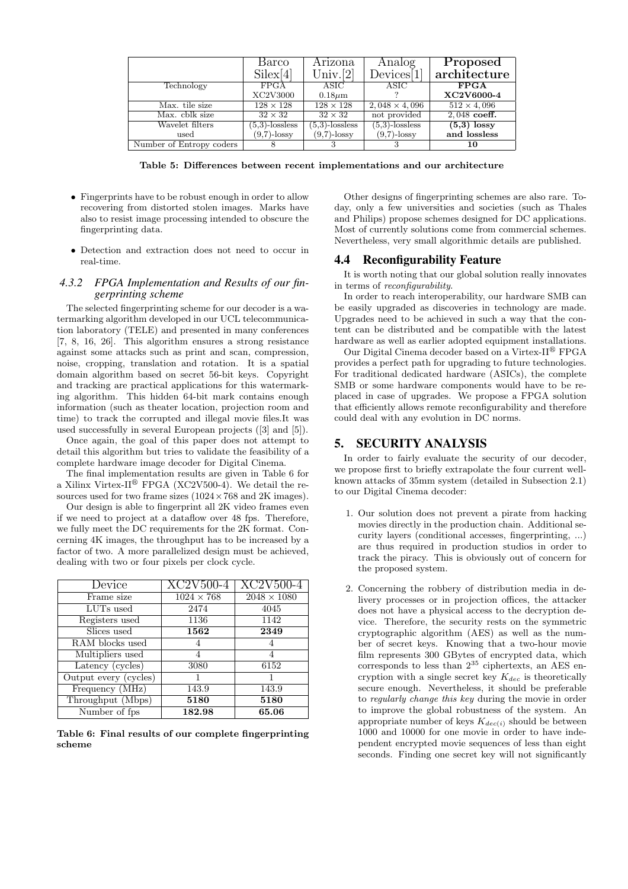| | Barco Silex[4] | Arizona Univ.[2] | Analog Devices[1] | **Proposed architecture** |
|---|---|---|---|---|
| Technology | FPGA XC2V3000 | ASIC $0.18\mu m$ | ASIC ? | **FPGA XC2V6000-4** |
| Max. tile size | $128 \times 128$ | $128 \times 128$ | $2,048 \times 4,096$ | $512 \times 4,096$ |
| Max. cblk size | $32 \times 32$ | $32 \times 32$ | not provided | $2,048$ **coeff.** |
| Wavelet filters used | (5,3)-lossless (9,7)-lossy | (5,3)-lossless (9,7)-lossy | (5,3)-lossless (9,7)-lossy | **(5,3) lossy and lossless** |
| Number of Entropy coders | 8 | 3 | 3 | **10** |

**Table 5: Differences between recent implementations and our architecture**

- Fingerprints have to be robust enough in order to allow recovering from distorted stolen images. Marks have also to resist image processing intended to obscure the fingerprinting data.
- Detection and extraction does not need to occur in real-time.

#### *4.3.2 FPGA Implementation and Results of our fingerprinting scheme*

The selected fingerprinting scheme for our decoder is a watermarking algorithm developed in our UCL telecommunication laboratory (TELE) and presented in many conferences [7, 8, 16, 26]. This algorithm ensures a strong resistance against some attacks such as print and scan, compression, noise, cropping, translation and rotation. It is a spatial domain algorithm based on secret 56-bit keys. Copyright and tracking are practical applications for this watermarking algorithm. This hidden 64-bit mark contains enough information (such as theater location, projection room and time) to track the corrupted and illegal movie files.It was used successfully in several European projects ([3] and [5]).

Once again, the goal of this paper does not attempt to detail this algorithm but tries to validate the feasibility of a complete hardware image decoder for Digital Cinema.

The final implementation results are given in Table 6 for a Xilinx Virtex-II® FPGA (XC2V500-4). We detail the resources used for two frame sizes ($1024 \times 768$ and 2K images).

Our design is able to fingerprint all 2K video frames even if we need to project at a dataflow over 48 fps. Therefore, we fully meet the DC requirements for the 2K format. Concerning 4K images, the throughput has to be increased by a factor of two. A more parallelized design must be achieved, dealing with two or four pixels per clock cycle.

| Device | XC2V500-4 | XC2V500-4 |
|---|---|---|
| Frame size | $1024 \times 768$ | $2048 \times 1080$ |
| LUTs used | 2474 | 4045 |
| Registers used | 1136 | 1142 |
| Slices used | **1562** | **2349** |
| RAM blocks used | 4 | 4 |
| Multipliers used | 4 | 4 |
| Latency (cycles) | 3080 | 6152 |
| Output every (cycles) | 1 | 1 |
| Frequency (MHz) | 143.9 | 143.9 |
| Throughput (Mbps) | **5180** | **5180** |
| Number of fps | **182.98** | **65.06** |

**Table 6: Final results of our complete fingerprinting scheme**

Other designs of fingerprinting schemes are also rare. Today, only a few universities and societies (such as Thales and Philips) propose schemes designed for DC applications. Most of currently solutions come from commercial schemes. Nevertheless, very small algorithmic details are published.

### 4.4 Reconfigurability Feature

It is worth noting that our global solution really innovates in terms of *reconfigurability*.

In order to reach interoperability, our hardware SMB can be easily upgraded as discoveries in technology are made. Upgrades need to be achieved in such a way that the content can be distributed and be compatible with the latest hardware as well as earlier adopted equipment installations.

Our Digital Cinema decoder based on a Virtex-II® FPGA provides a perfect path for upgrading to future technologies. For traditional dedicated hardware (ASICs), the complete SMB or some hardware components would have to be replaced in case of upgrades. We propose a FPGA solution that efficiently allows remote reconfigurability and therefore could deal with any evolution in DC norms.

## 5. SECURITY ANALYSIS

In order to fairly evaluate the security of our decoder, we propose first to briefly extrapolate the four current well-known attacks of 35mm system (detailed in Subsection 2.1) to our Digital Cinema decoder:

1. Our solution does not prevent a pirate from hacking movies directly in the production chain. Additional security layers (conditional accesses, fingerprinting, ...) are thus required in production studios in order to track the piracy. This is obviously out of concern for the proposed system.
2. Concerning the robbery of distribution media in delivery processes or in projection offices, the attacker does not have a physical access to the decryption device. Therefore, the security rests on the symmetric cryptographic algorithm (AES) as well as the number of secret keys. Knowing that a two-hour movie film represents 300 GBytes of encrypted data, which corresponds to less than $2^{35}$ ciphertexts, an AES encryption with a single secret key $K_{dec}$ is theoretically secure enough. Nevertheless, it should be preferable to *regularly change this key* during the movie in order to improve the global robustness of the system. An appropriate number of keys $K_{dec(i)}$ should be between 1000 and 10000 for one movie in order to have independent encrypted movie sequences of less than eight seconds. Finding one secret key will not significantly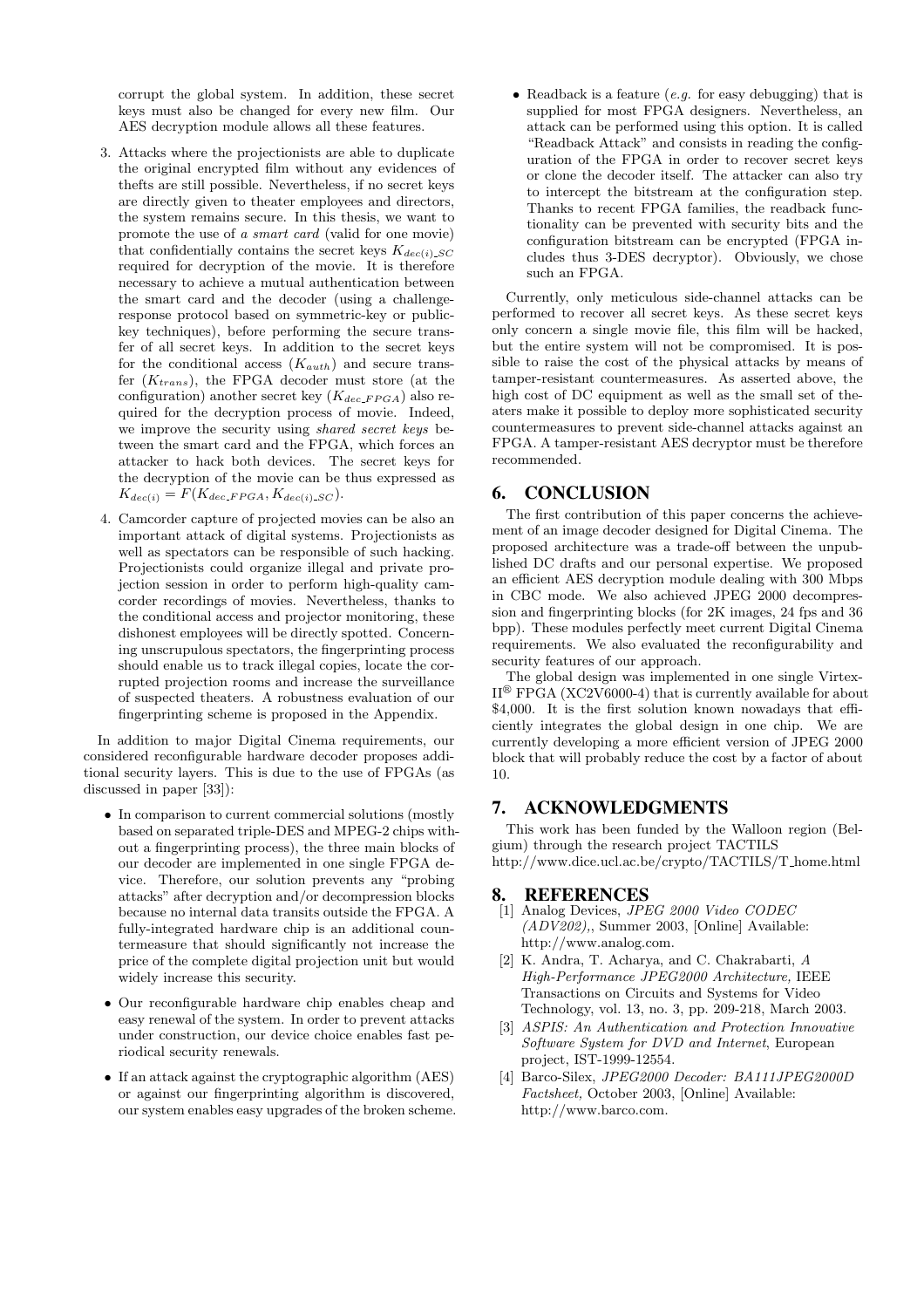corrupt the global system. In addition, these secret keys must also be changed for every new film. Our AES decryption module allows all these features.

3. Attacks where the projectionists are able to duplicate the original encrypted film without any evidences of thefts are still possible. Nevertheless, if no secret keys are directly given to theater employees and directors, the system remains secure. In this thesis, we want to promote the use of *a smart card* (valid for one movie) that confidentially contains the secret keys $K_{dec(i)\_SC}$ required for decryption of the movie. It is therefore necessary to achieve a mutual authentication between the smart card and the decoder (using a challenge-response protocol based on symmetric-key or public-key techniques), before performing the secure transfer of all secret keys. In addition to the secret keys for the conditional access ($K_{auth}$) and secure transfer ($K_{trans}$), the FPGA decoder must store (at the configuration) another secret key ($K_{dec\_FPGA}$) also required for the decryption process of movie. Indeed, we improve the security using *shared secret keys* between the smart card and the FPGA, which forces an attacker to hack both devices. The secret keys for the decryption of the movie can be thus expressed as $K_{dec(i)} = F(K_{dec\_FPGA}, K_{dec(i)\_SC})$.

4. Camcorder capture of projected movies can be also an important attack of digital systems. Projectionists as well as spectators can be responsible of such hacking. Projectionists could organize illegal and private projection session in order to perform high-quality camcorder recordings of movies. Nevertheless, thanks to the conditional access and projector monitoring, these dishonest employees will be directly spotted. Concerning unscrupulous spectators, the fingerprinting process should enable us to track illegal copies, locate the corrupted projection rooms and increase the surveillance of suspected theaters. A robustness evaluation of our fingerprinting scheme is proposed in the Appendix.

In addition to major Digital Cinema requirements, our considered reconfigurable hardware decoder proposes additional security layers. This is due to the use of FPGAs (as discussed in paper [33]):

- In comparison to current commercial solutions (mostly based on separated triple-DES and MPEG-2 chips without a fingerprinting process), the three main blocks of our decoder are implemented in one single FPGA device. Therefore, our solution prevents any "probing attacks" after decryption and/or decompression blocks because no internal data transits outside the FPGA. A fully-integrated hardware chip is an additional countermeasure that should significantly not increase the price of the complete digital projection unit but would widely increase this security.
- Our reconfigurable hardware chip enables cheap and easy renewal of the system. In order to prevent attacks under construction, our device choice enables fast periodical security renewals.
- If an attack against the cryptographic algorithm (AES) or against our fingerprinting algorithm is discovered, our system enables easy upgrades of the broken scheme.
- Readback is a feature (*e.g.* for easy debugging) that is supplied for most FPGA designers. Nevertheless, an attack can be performed using this option. It is called "Readback Attack" and consists in reading the configuration of the FPGA in order to recover secret keys or clone the decoder itself. The attacker can also try to intercept the bitstream at the configuration step. Thanks to recent FPGA families, the readback functionality can be prevented with security bits and the configuration bitstream can be encrypted (FPGA includes thus 3-DES decryptor). Obviously, we chose such an FPGA.

Currently, only meticulous side-channel attacks can be performed to recover all secret keys. As these secret keys only concern a single movie file, this film will be hacked, but the entire system will not be compromised. It is possible to raise the cost of the physical attacks by means of tamper-resistant countermeasures. As asserted above, the high cost of DC equipment as well as the small set of theaters make it possible to deploy more sophisticated security countermeasures to prevent side-channel attacks against an FPGA. A tamper-resistant AES decryptor must be therefore recommended.

## 6. CONCLUSION

The first contribution of this paper concerns the achievement of an image decoder designed for Digital Cinema. The proposed architecture was a trade-off between the unpublished DC drafts and our personal expertise. We proposed an efficient AES decryption module dealing with 300 Mbps in CBC mode. We also achieved JPEG 2000 decompression and fingerprinting blocks (for 2K images, 24 fps and 36 bpp). These modules perfectly meet current Digital Cinema requirements. We also evaluated the reconfigurability and security features of our approach.

The global design was implemented in one single Virtex-II® FPGA (XC2V6000-4) that is currently available for about \$4,000. It is the first solution known nowadays that efficiently integrates the global design in one chip. We are currently developing a more efficient version of JPEG 2000 block that will probably reduce the cost by a factor of about 10.

## 7. ACKNOWLEDGMENTS

This work has been funded by the Walloon region (Belgium) through the research project TACTILS http://www.dice.ucl.ac.be/crypto/TACTILS/T_home.html

## 8. REFERENCES

[1] Analog Devices, *JPEG 2000 Video CODEC (ADV202),*, Summer 2003, [Online] Available: http://www.analog.com.

[2] K. Andra, T. Acharya, and C. Chakrabarti, *A High-Performance JPEG2000 Architecture,* IEEE Transactions on Circuits and Systems for Video Technology, vol. 13, no. 3, pp. 209-218, March 2003.

[3] *ASPIS: An Authentication and Protection Innovative Software System for DVD and Internet*, European project, IST-1999-12554.

[4] Barco-Silex, *JPEG2000 Decoder: BA111JPEG2000D Factsheet,* October 2003, [Online] Available: http://www.barco.com.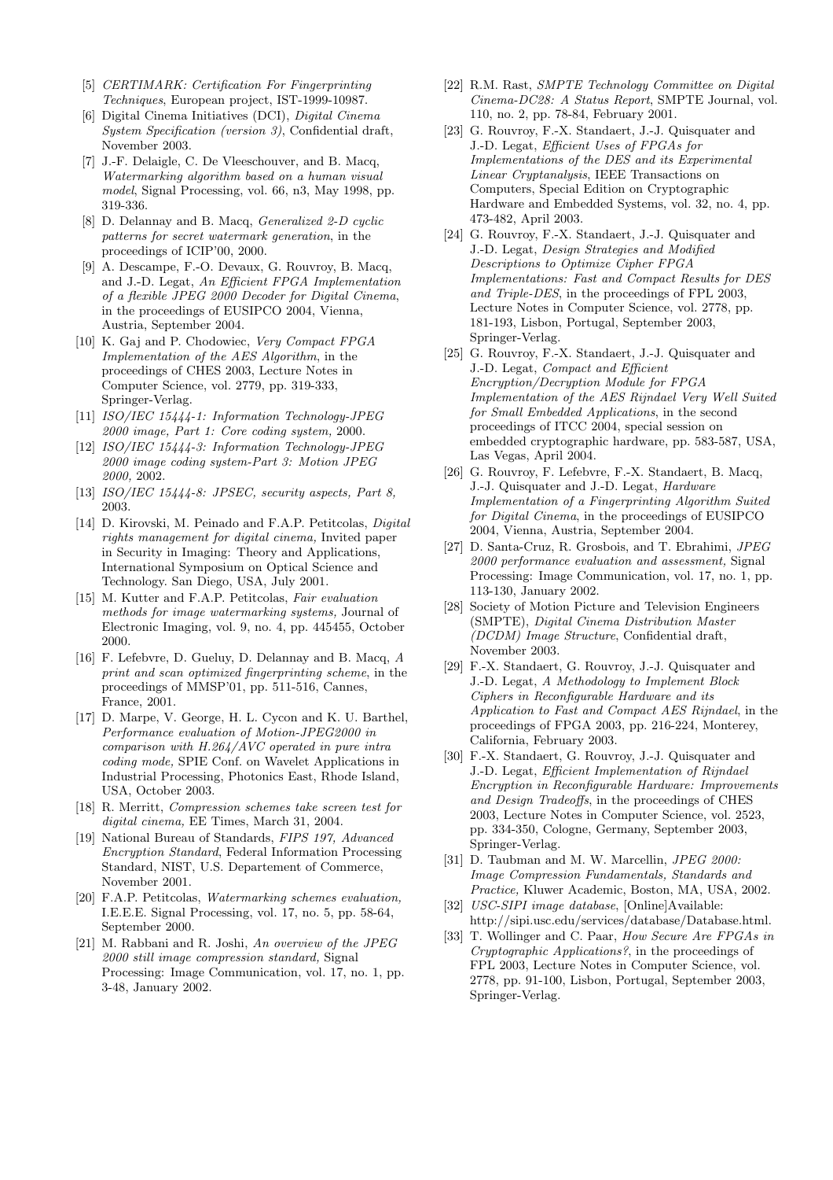- [5] *CERTIMARK: Certification For Fingerprinting Techniques*, European project, IST-1999-10987.
- [6] Digital Cinema Initiatives (DCI), *Digital Cinema System Specification (version 3)*, Confidential draft, November 2003.
- [7] J.-F. Delaigle, C. De Vleeschouver, and B. Macq, *Watermarking algorithm based on a human visual model*, Signal Processing, vol. 66, n3, May 1998, pp. 319-336.
- [8] D. Delannay and B. Macq, *Generalized 2-D cyclic patterns for secret watermark generation*, in the proceedings of ICIP'00, 2000.
- [9] A. Descampe, F.-O. Devaux, G. Rouvroy, B. Macq, and J.-D. Legat, *An Efficient FPGA Implementation of a flexible JPEG 2000 Decoder for Digital Cinema*, in the proceedings of EUSIPCO 2004, Vienna, Austria, September 2004.
- [10] K. Gaj and P. Chodowiec, *Very Compact FPGA Implementation of the AES Algorithm*, in the proceedings of CHES 2003, Lecture Notes in Computer Science, vol. 2779, pp. 319-333, Springer-Verlag.
- [11] *ISO/IEC 15444-1: Information Technology-JPEG 2000 image, Part 1: Core coding system,* 2000.
- [12] *ISO/IEC 15444-3: Information Technology-JPEG 2000 image coding system-Part 3: Motion JPEG 2000,* 2002.
- [13] *ISO/IEC 15444-8: JPSEC, security aspects, Part 8,* 2003.
- [14] D. Kirovski, M. Peinado and F.A.P. Petitcolas, *Digital rights management for digital cinema,* Invited paper in Security in Imaging: Theory and Applications, International Symposium on Optical Science and Technology. San Diego, USA, July 2001.
- [15] M. Kutter and F.A.P. Petitcolas, *Fair evaluation methods for image watermarking systems,* Journal of Electronic Imaging, vol. 9, no. 4, pp. 445455, October 2000.
- [16] F. Lefebvre, D. Gueluy, D. Delannay and B. Macq, *A print and scan optimized fingerprinting scheme*, in the proceedings of MMSP'01, pp. 511-516, Cannes, France, 2001.
- [17] D. Marpe, V. George, H. L. Cycon and K. U. Barthel, *Performance evaluation of Motion-JPEG2000 in comparison with H.264/AVC operated in pure intra coding mode,* SPIE Conf. on Wavelet Applications in Industrial Processing, Photonics East, Rhode Island, USA, October 2003.
- [18] R. Merritt, *Compression schemes take screen test for digital cinema,* EE Times, March 31, 2004.
- [19] National Bureau of Standards, *FIPS 197, Advanced Encryption Standard*, Federal Information Processing Standard, NIST, U.S. Departement of Commerce, November 2001.
- [20] F.A.P. Petitcolas, *Watermarking schemes evaluation,* I.E.E.E. Signal Processing, vol. 17, no. 5, pp. 58-64, September 2000.
- [21] M. Rabbani and R. Joshi, *An overview of the JPEG 2000 still image compression standard,* Signal Processing: Image Communication, vol. 17, no. 1, pp. 3-48, January 2002.
- [22] R.M. Rast, *SMPTE Technology Committee on Digital Cinema-DC28: A Status Report*, SMPTE Journal, vol. 110, no. 2, pp. 78-84, February 2001.
- [23] G. Rouvroy, F.-X. Standaert, J.-J. Quisquater and J.-D. Legat, *Efficient Uses of FPGAs for Implementations of the DES and its Experimental Linear Cryptanalysis*, IEEE Transactions on Computers, Special Edition on Cryptographic Hardware and Embedded Systems, vol. 32, no. 4, pp. 473-482, April 2003.
- [24] G. Rouvroy, F.-X. Standaert, J.-J. Quisquater and J.-D. Legat, *Design Strategies and Modified Descriptions to Optimize Cipher FPGA Implementations: Fast and Compact Results for DES and Triple-DES*, in the proceedings of FPL 2003, Lecture Notes in Computer Science, vol. 2778, pp. 181-193, Lisbon, Portugal, September 2003, Springer-Verlag.
- [25] G. Rouvroy, F.-X. Standaert, J.-J. Quisquater and J.-D. Legat, *Compact and Efficient Encryption/Decryption Module for FPGA Implementation of the AES Rijndael Very Well Suited for Small Embedded Applications*, in the second proceedings of ITCC 2004, special session on embedded cryptographic hardware, pp. 583-587, USA, Las Vegas, April 2004.
- [26] G. Rouvroy, F. Lefebvre, F.-X. Standaert, B. Macq, J.-J. Quisquater and J.-D. Legat, *Hardware Implementation of a Fingerprinting Algorithm Suited for Digital Cinema*, in the proceedings of EUSIPCO 2004, Vienna, Austria, September 2004.
- [27] D. Santa-Cruz, R. Grosbois, and T. Ebrahimi, *JPEG 2000 performance evaluation and assessment,* Signal Processing: Image Communication, vol. 17, no. 1, pp. 113-130, January 2002.
- [28] Society of Motion Picture and Television Engineers (SMPTE), *Digital Cinema Distribution Master (DCDM) Image Structure*, Confidential draft, November 2003.
- [29] F.-X. Standaert, G. Rouvroy, J.-J. Quisquater and J.-D. Legat, *A Methodology to Implement Block Ciphers in Reconfigurable Hardware and its Application to Fast and Compact AES Rijndael*, in the proceedings of FPGA 2003, pp. 216-224, Monterey, California, February 2003.
- [30] F.-X. Standaert, G. Rouvroy, J.-J. Quisquater and J.-D. Legat, *Efficient Implementation of Rijndael Encryption in Reconfigurable Hardware: Improvements and Design Tradeoffs*, in the proceedings of CHES 2003, Lecture Notes in Computer Science, vol. 2523, pp. 334-350, Cologne, Germany, September 2003, Springer-Verlag.
- [31] D. Taubman and M. W. Marcellin, *JPEG 2000: Image Compression Fundamentals, Standards and Practice,* Kluwer Academic, Boston, MA, USA, 2002.
- [32] *USC-SIPI image database*, [Online]Available: http://sipi.usc.edu/services/database/Database.html.
- [33] T. Wollinger and C. Paar, *How Secure Are FPGAs in Cryptographic Applications?*, in the proceedings of FPL 2003, Lecture Notes in Computer Science, vol. 2778, pp. 91-100, Lisbon, Portugal, September 2003, Springer-Verlag.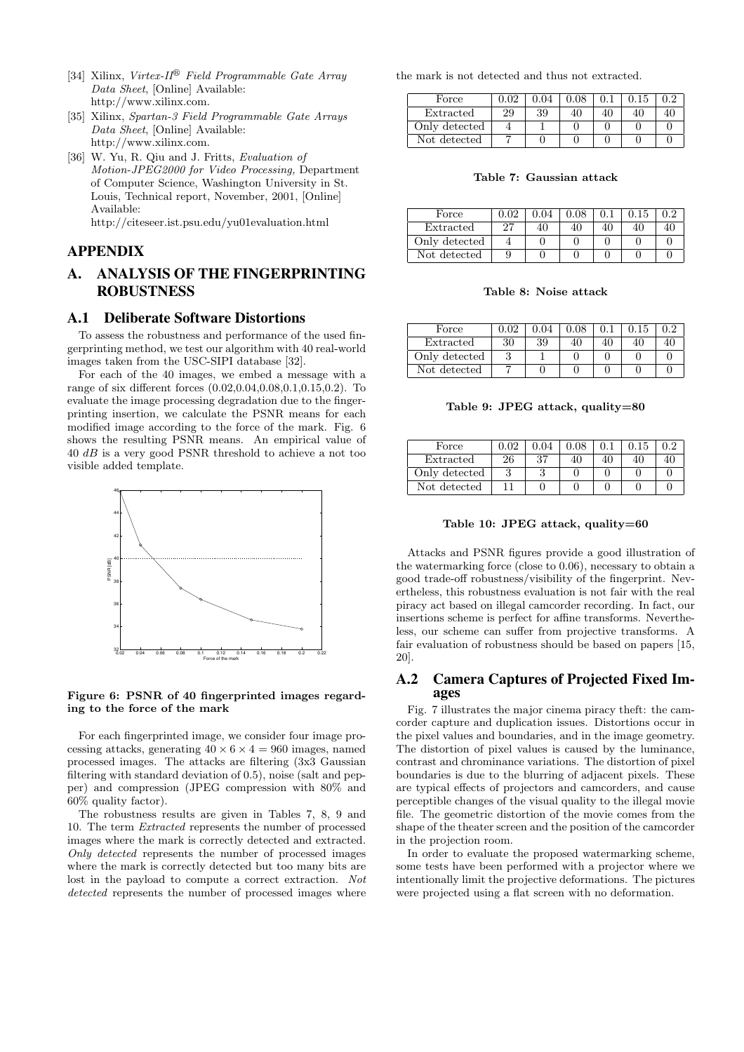[34] Xilinx, *Virtex-II® Field Programmable Gate Array Data Sheet*, [Online] Available: http://www.xilinx.com.

[35] Xilinx, *Spartan-3 Field Programmable Gate Arrays Data Sheet*, [Online] Available: http://www.xilinx.com.

[36] W. Yu, R. Qiu and J. Fritts, *Evaluation of Motion-JPEG2000 for Video Processing,* Department of Computer Science, Washington University in St. Louis, Technical report, November, 2001, [Online] Available: http://citeseer.ist.psu.edu/yu01evaluation.html

## APPENDIX

## A. ANALYSIS OF THE FINGERPRINTING ROBUSTNESS

### A.1 Deliberate Software Distortions

To assess the robustness and performance of the used fingerprinting method, we test our algorithm with 40 real-world images taken from the USC-SIPI database [32].

For each of the 40 images, we embed a message with a range of six different forces (0.02,0.04,0.08,0.1,0.15,0.2). To evaluate the image processing degradation due to the fingerprinting insertion, we calculate the PSNR means for each modified image according to the force of the mark. Fig. 6 shows the resulting PSNR means. An empirical value of 40 *dB* is a very good PSNR threshold to achieve a not too visible added template.

**Figure 6: PSNR of 40 fingerprinted images regarding to the force of the mark**

For each fingerprinted image, we consider four image processing attacks, generating $40 \times 6 \times 4 = 960$ images, named processed images. The attacks are filtering (3x3 Gaussian filtering with standard deviation of 0.5), noise (salt and pepper) and compression (JPEG compression with 80% and 60% quality factor).

The robustness results are given in Tables 7, 8, 9 and 10. The term *Extracted* represents the number of processed images where the mark is correctly detected and extracted. *Only detected* represents the number of processed images where the mark is correctly detected but too many bits are lost in the payload to compute a correct extraction. *Not detected* represents the number of processed images where the mark is not detected and thus not extracted.

| Force | 0.02 | 0.04 | 0.08 | 0.1 | 0.15 | 0.2 |
|---|---|---|---|---|---|---|
| Extracted | 29 | 39 | 40 | 40 | 40 | 40 |
| Only detected | 4 | 1 | 0 | 0 | 0 | 0 |
| Not detected | 7 | 0 | 0 | 0 | 0 | 0 |

**Table 7: Gaussian attack**

| Force | 0.02 | 0.04 | 0.08 | 0.1 | 0.15 | 0.2 |
|---|---|---|---|---|---|---|
| Extracted | 27 | 40 | 40 | 40 | 40 | 40 |
| Only detected | 4 | 0 | 0 | 0 | 0 | 0 |
| Not detected | 9 | 0 | 0 | 0 | 0 | 0 |

**Table 8: Noise attack**

| Force | 0.02 | 0.04 | 0.08 | 0.1 | 0.15 | 0.2 |
|---|---|---|---|---|---|---|
| Extracted | 30 | 39 | 40 | 40 | 40 | 40 |
| Only detected | 3 | 1 | 0 | 0 | 0 | 0 |
| Not detected | 7 | 0 | 0 | 0 | 0 | 0 |

**Table 9: JPEG attack, quality=80**

| Force | 0.02 | 0.04 | 0.08 | 0.1 | 0.15 | 0.2 |
|---|---|---|---|---|---|---|
| Extracted | 26 | 37 | 40 | 40 | 40 | 40 |
| Only detected | 3 | 3 | 0 | 0 | 0 | 0 |
| Not detected | 11 | 0 | 0 | 0 | 0 | 0 |

**Table 10: JPEG attack, quality=60**

Attacks and PSNR figures provide a good illustration of the watermarking force (close to 0.06), necessary to obtain a good trade-off robustness/visibility of the fingerprint. Nevertheless, this robustness evaluation is not fair with the real piracy act based on illegal camcorder recording. In fact, our insertions scheme is perfect for affine transforms. Nevertheless, our scheme can suffer from projective transforms. A fair evaluation of robustness should be based on papers [15, 20].

### A.2 Camera Captures of Projected Fixed Images

Fig. 7 illustrates the major cinema piracy theft: the camcorder capture and duplication issues. Distortions occur in the pixel values and boundaries, and in the image geometry. The distortion of pixel values is caused by the luminance, contrast and chrominance variations. The distortion of pixel boundaries is due to the blurring of adjacent pixels. These are typical effects of projectors and camcorders, and cause perceptible changes of the visual quality to the illegal movie file. The geometric distortion of the movie comes from the shape of the theater screen and the position of the camcorder in the projection room.

In order to evaluate the proposed watermarking scheme, some tests have been performed with a projector where we intentionally limit the projective deformations. The pictures were projected using a flat screen with no deformation.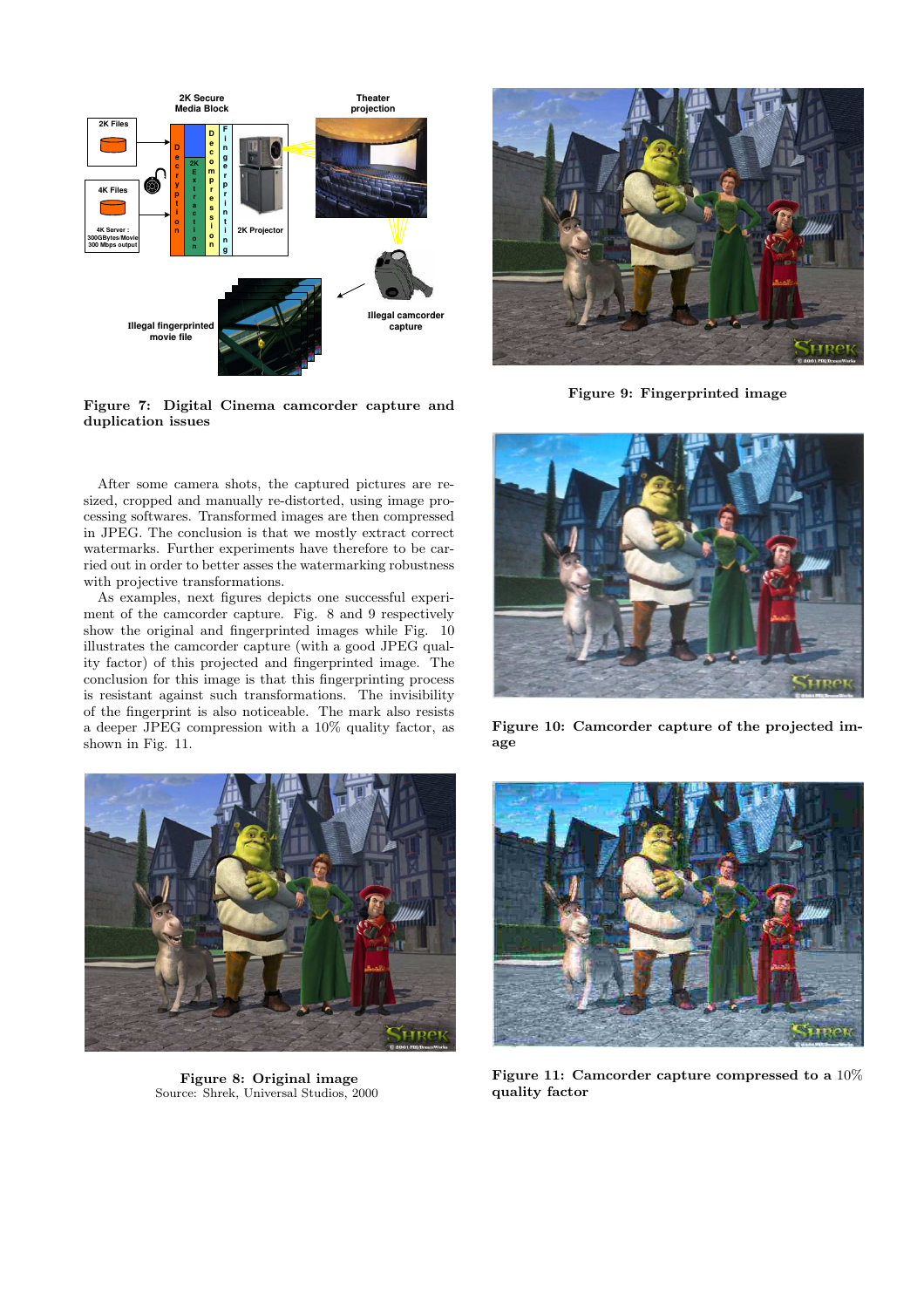2K Secure Media Block

Theater projection

2K Files

4K Files

4K Server : 300GBytes/Movie 300 Mbps output

Decryption

2K Extraction

Decompression

Fingerprinting

2K Projector

Illegal fingerprinted movie file

Illegal camcorder capture

**Figure 7: Digital Cinema camcorder capture and duplication issues**

After some camera shots, the captured pictures are resized, cropped and manually re-distorted, using image processing softwares. Transformed images are then compressed in JPEG. The conclusion is that we mostly extract correct watermarks. Further experiments have therefore to be carried out in order to better asses the watermarking robustness with projective transformations.

As examples, next figures depicts one successful experiment of the camcorder capture. Fig. 8 and 9 respectively show the original and fingerprinted images while Fig. 10 illustrates the camcorder capture (with a good JPEG quality factor) of this projected and fingerprinted image. The conclusion for this image is that this fingerprinting process is resistant against such transformations. The invisibility of the fingerprint is also noticeable. The mark also resists a deeper JPEG compression with a 10% quality factor, as shown in Fig. 11.

**Figure 8: Original image**
Source: Shrek, Universal Studios, 2000

**Figure 9: Fingerprinted image**

**Figure 10: Camcorder capture of the projected image**

**Figure 11: Camcorder capture compressed to a 10% quality factor**